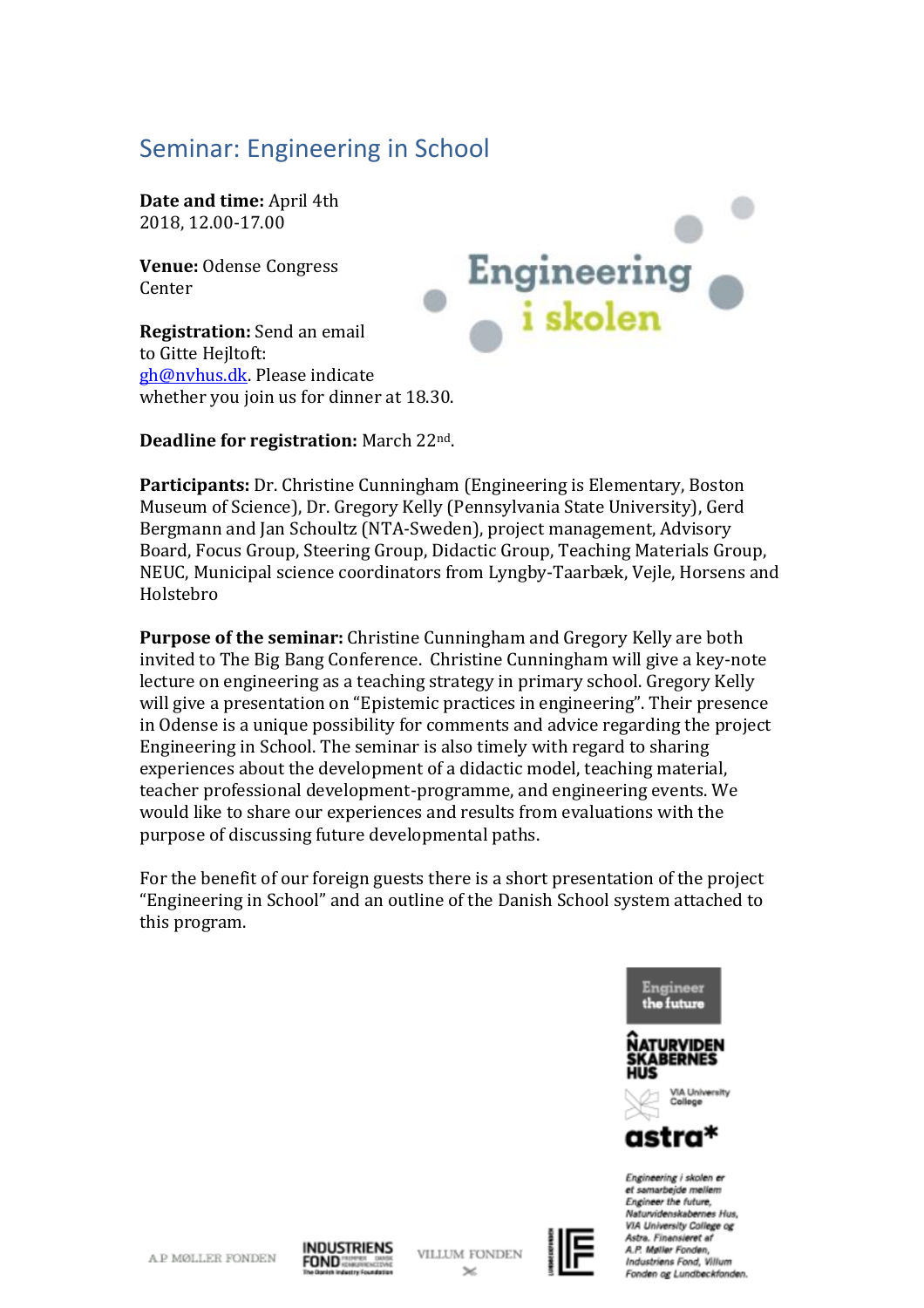# Seminar: Engineering in School

**Date and time:** April 4th 2018, 12.00-17.00

**Venue:** Odense Congress Center

**Registration:** Send an email to Gitte Hejltoft: gh@nvhus.dk. Please indicate whether you join us for dinner at 18.30.

**Deadline for registration:** March 22nd.

**Participants:** Dr. Christine Cunningham (Engineering is Elementary, Boston Museum of Science), Dr. Gregory Kelly (Pennsylvania State University), Gerd Bergmann and Jan Schoultz (NTA-Sweden), project management, Advisory Board, Focus Group, Steering Group, Didactic Group, Teaching Materials Group, NEUC, Municipal science coordinators from Lyngby-Taarbæk, Vejle, Horsens and Holstebro

**Purpose of the seminar:** Christine Cunningham and Gregory Kelly are both invited to The Big Bang Conference. Christine Cunningham will give a key-note lecture on engineering as a teaching strategy in primary school. Gregory Kelly will give a presentation on "Epistemic practices in engineering". Their presence in Odense is a unique possibility for comments and advice regarding the project Engineering in School. The seminar is also timely with regard to sharing experiences about the development of a didactic model, teaching material, teacher professional development-programme, and engineering events. We would like to share our experiences and results from evaluations with the purpose of discussing future developmental paths.

For the benefit of our foreign guests there is a short presentation of the project "Engineering in School" and an outline of the Danish School system attached to this program.

*Engineering i skolen er et samarbejde mellem Engineer the future, Naturvidenskabernes Hus, VIA University College og Astra. Finansieret af A.P. Møller Fonden, Industriens Fond, Villum Fonden og Lundbeckfonden.*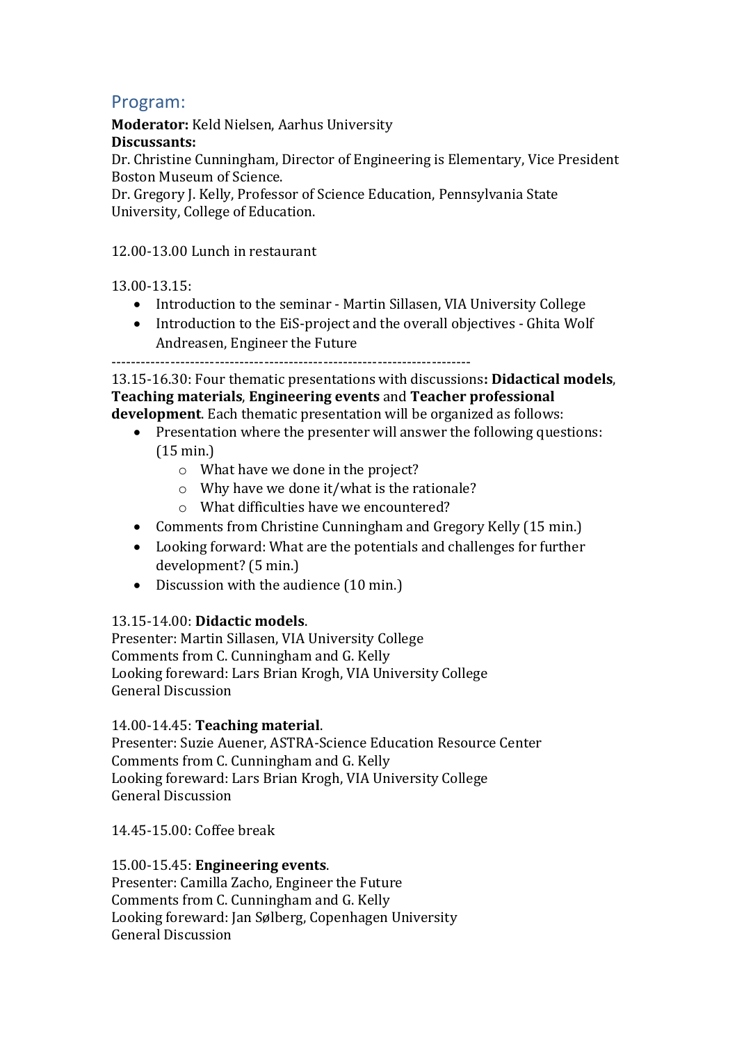## Program:

**Moderator:** Keld Nielsen, Aarhus University

**Discussants:**

Dr. Christine Cunningham, Director of Engineering is Elementary, Vice President Boston Museum of Science.

Dr. Gregory J. Kelly, Professor of Science Education, Pennsylvania State University, College of Education.

12.00-13.00 Lunch in restaurant

13.00-13.15:

- Introduction to the seminar - Martin Sillasen, VIA University College
- Introduction to the EiS-project and the overall objectives - Ghita Wolf Andreasen, Engineer the Future

------------------------------------------------------------------------

13.15-16.30: Four thematic presentations with discussions**: Didactical models**, **Teaching materials**, **Engineering events** and **Teacher professional development**. Each thematic presentation will be organized as follows:

- Presentation where the presenter will answer the following questions: (15 min.)
  - What have we done in the project?
  - Why have we done it/what is the rationale?
  - What difficulties have we encountered?
- Comments from Christine Cunningham and Gregory Kelly (15 min.)
- Looking forward: What are the potentials and challenges for further development? (5 min.)
- Discussion with the audience (10 min.)

13.15-14.00: **Didactic models**.
Presenter: Martin Sillasen, VIA University College
Comments from C. Cunningham and G. Kelly
Looking foreward: Lars Brian Krogh, VIA University College
General Discussion

14.00-14.45: **Teaching material**.
Presenter: Suzie Auener, ASTRA-Science Education Resource Center
Comments from C. Cunningham and G. Kelly
Looking foreward: Lars Brian Krogh, VIA University College
General Discussion

14.45-15.00: Coffee break

15.00-15.45: **Engineering events**.
Presenter: Camilla Zacho, Engineer the Future
Comments from C. Cunningham and G. Kelly
Looking foreward: Jan Sølberg, Copenhagen University
General Discussion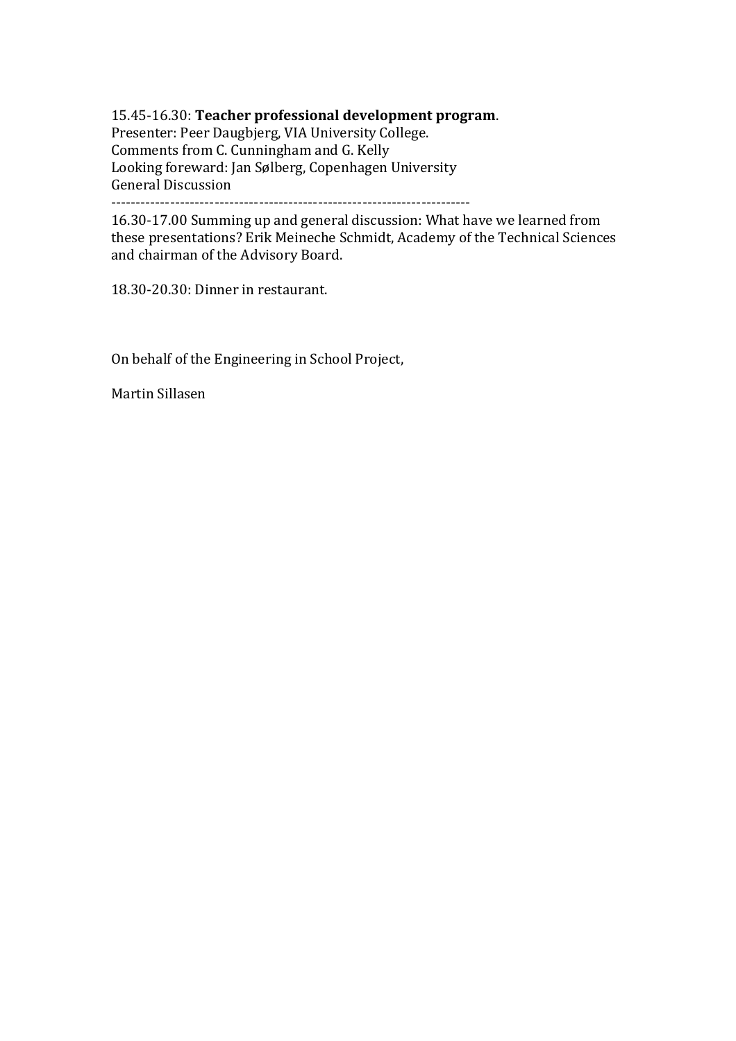15.45-16.30: **Teacher professional development program**.
Presenter: Peer Daugbjerg, VIA University College.
Comments from C. Cunningham and G. Kelly
Looking foreward: Jan Sølberg, Copenhagen University
General Discussion

---

16.30-17.00 Summing up and general discussion: What have we learned from these presentations? Erik Meineche Schmidt, Academy of the Technical Sciences and chairman of the Advisory Board.

18.30-20.30: Dinner in restaurant.

On behalf of the Engineering in School Project,

Martin Sillasen